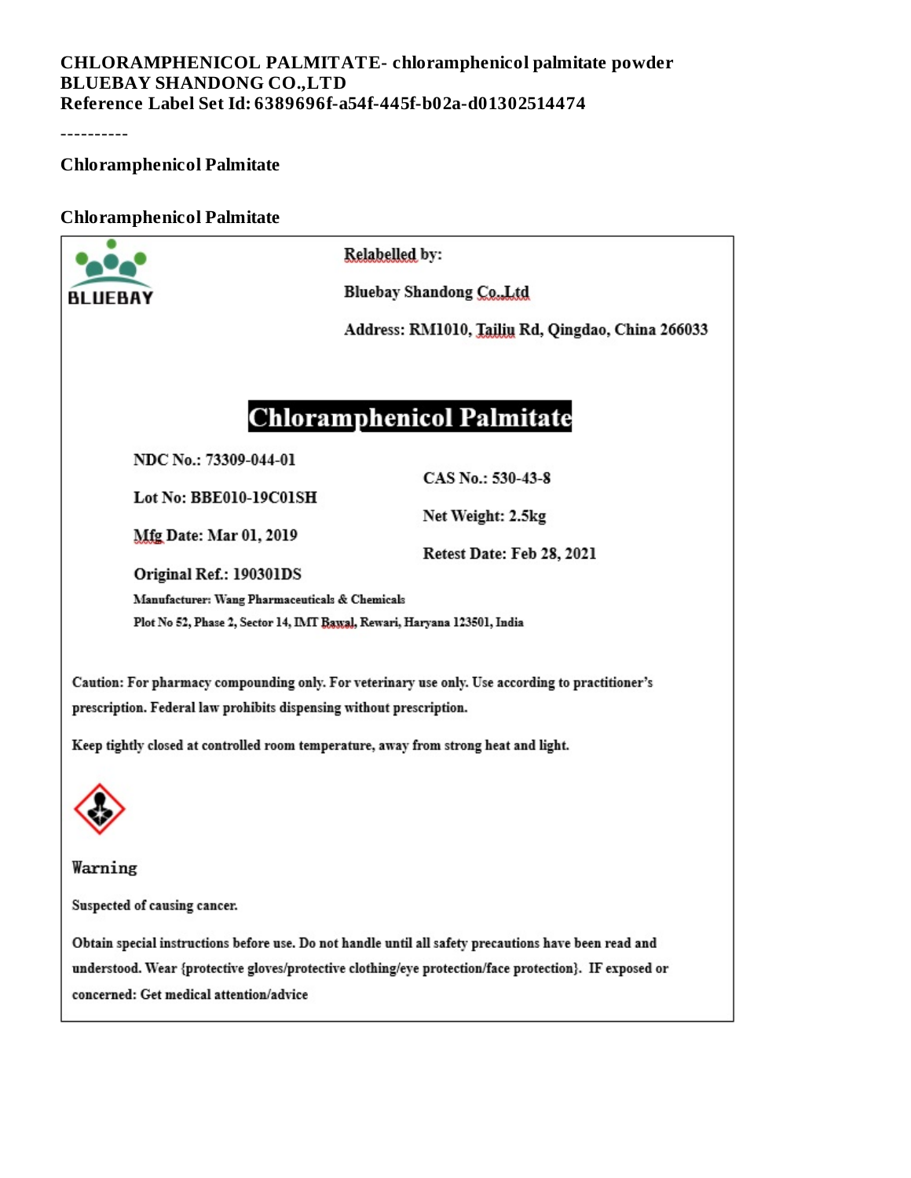**CHLORAMPHENICOL PALMITATE- chloramphenicol palmitate powder**
**BLUEBAY SHANDONG CO.,LTD**
**Reference Label Set Id: 6389696f-a54f-445f-b02a-d01302514474**

----------

**Chloramphenicol Palmitate**

**Chloramphenicol Palmitate**

BLUEBAY

Relabelled by:

Bluebay Shandong Co.,Ltd

Address: RM1010, Tailiu Rd, Qingdao, China 266033

# Chloramphenicol Palmitate

NDC No.: 73309-044-01

Lot No: BBE010-19C01SH

Mfg Date: Mar 01, 2019

Original Ref.: 190301DS

CAS No.: 530-43-8

Net Weight: 2.5kg

Retest Date: Feb 28, 2021

Manufacturer: Wang Pharmaceuticals & Chemicals

Plot No 52, Phase 2, Sector 14, IMT Bawal, Rewari, Haryana 123501, India

Caution: For pharmacy compounding only. For veterinary use only. Use according to practitioner's prescription. Federal law prohibits dispensing without prescription.

Keep tightly closed at controlled room temperature, away from strong heat and light.

Warning

Suspected of causing cancer.

Obtain special instructions before use. Do not handle until all safety precautions have been read and understood. Wear {protective gloves/protective clothing/eye protection/face protection}. IF exposed or concerned: Get medical attention/advice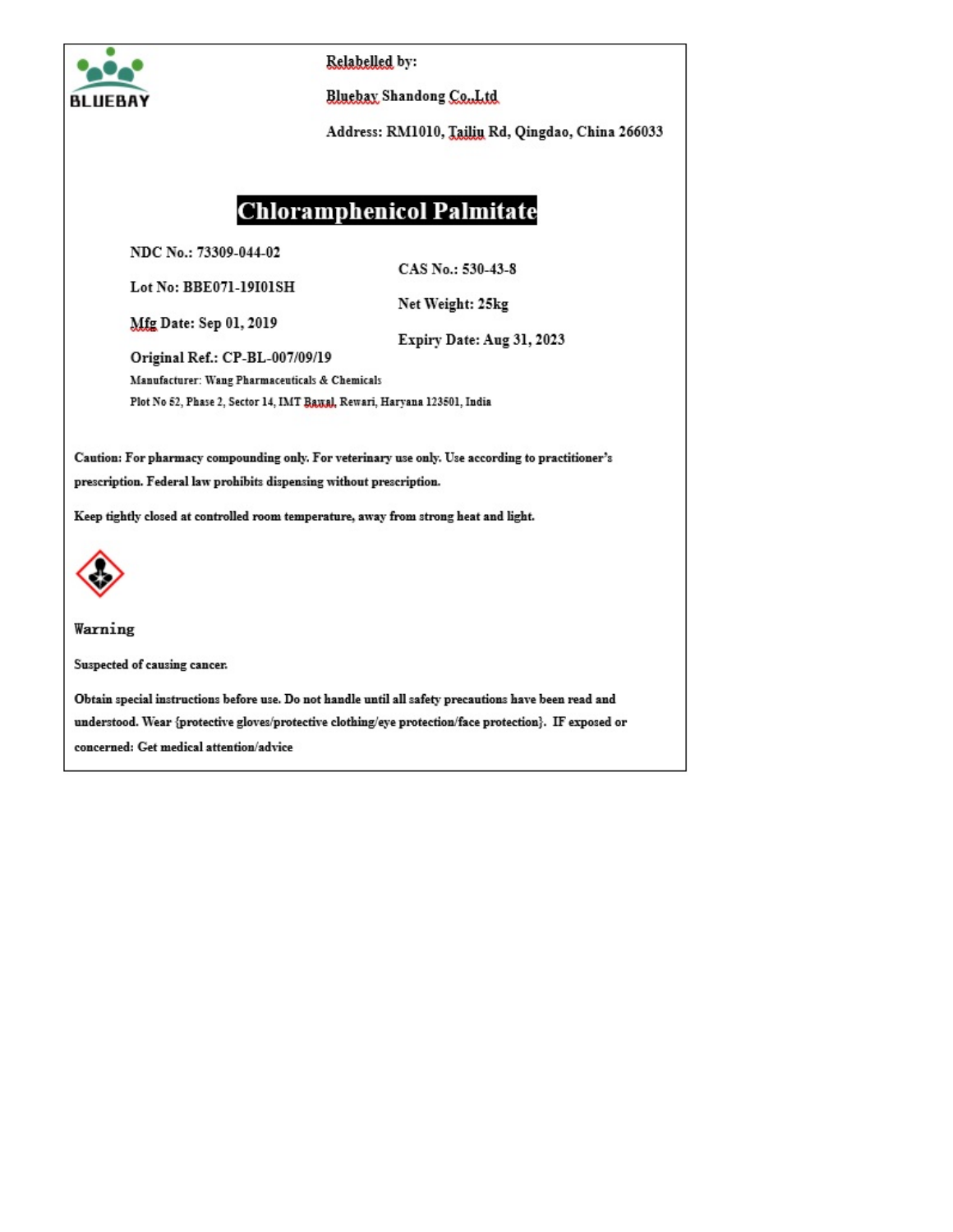BLUEBAY

**Relabelled by:**

**Bluebay Shandong Co.,Ltd**

**Address: RM1010, Tailiu Rd, Qingdao, China 266033**

# Chloramphenicol Palmitate

**NDC No.: 73309-044-02**

**Lot No: BBE071-19I01SH**

**Mfg Date: Sep 01, 2019**

**Original Ref.: CP-BL-007/09/19**

**CAS No.: 530-43-8**

**Net Weight: 25kg**

**Expiry Date: Aug 31, 2023**

**Manufacturer: Wang Pharmaceuticals & Chemicals**

**Plot No 52, Phase 2, Sector 14, IMT Bawal, Rewari, Haryana 123501, India**

**Caution: For pharmacy compounding only. For veterinary use only. Use according to practitioner's prescription. Federal law prohibits dispensing without prescription.**

**Keep tightly closed at controlled room temperature, away from strong heat and light.**

**Warning**

**Suspected of causing cancer.**

**Obtain special instructions before use. Do not handle until all safety precautions have been read and understood. Wear {protective gloves/protective clothing/eye protection/face protection}. IF exposed or concerned: Get medical attention/advice**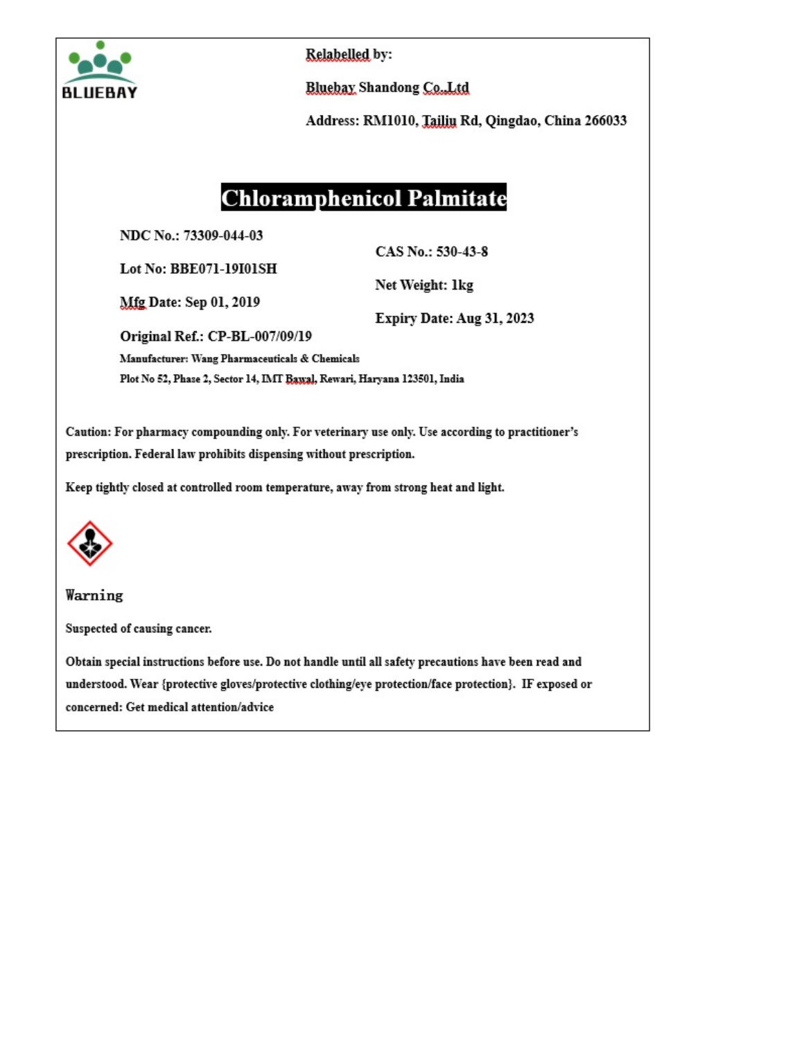BLUEBAY

**Relabelled by:**

**Bluebay Shandong Co.,Ltd**

**Address: RM1010, Tailiu Rd, Qingdao, China 266033**

# Chloramphenicol Palmitate

**NDC No.: 73309-044-03**

**Lot No: BBE071-19I01SH**

**Mfg Date: Sep 01, 2019**

**Original Ref.: CP-BL-007/09/19**

**CAS No.: 530-43-8**

**Net Weight: 1kg**

**Expiry Date: Aug 31, 2023**

**Manufacturer: Wang Pharmaceuticals & Chemicals**

**Plot No 52, Phase 2, Sector 14, IMT Bawal, Rewari, Haryana 123501, India**

**Caution: For pharmacy compounding only. For veterinary use only. Use according to practitioner's prescription. Federal law prohibits dispensing without prescription.**

**Keep tightly closed at controlled room temperature, away from strong heat and light.**

**Warning**

**Suspected of causing cancer.**

**Obtain special instructions before use. Do not handle until all safety precautions have been read and understood. Wear {protective gloves/protective clothing/eye protection/face protection}. IF exposed or concerned: Get medical attention/advice**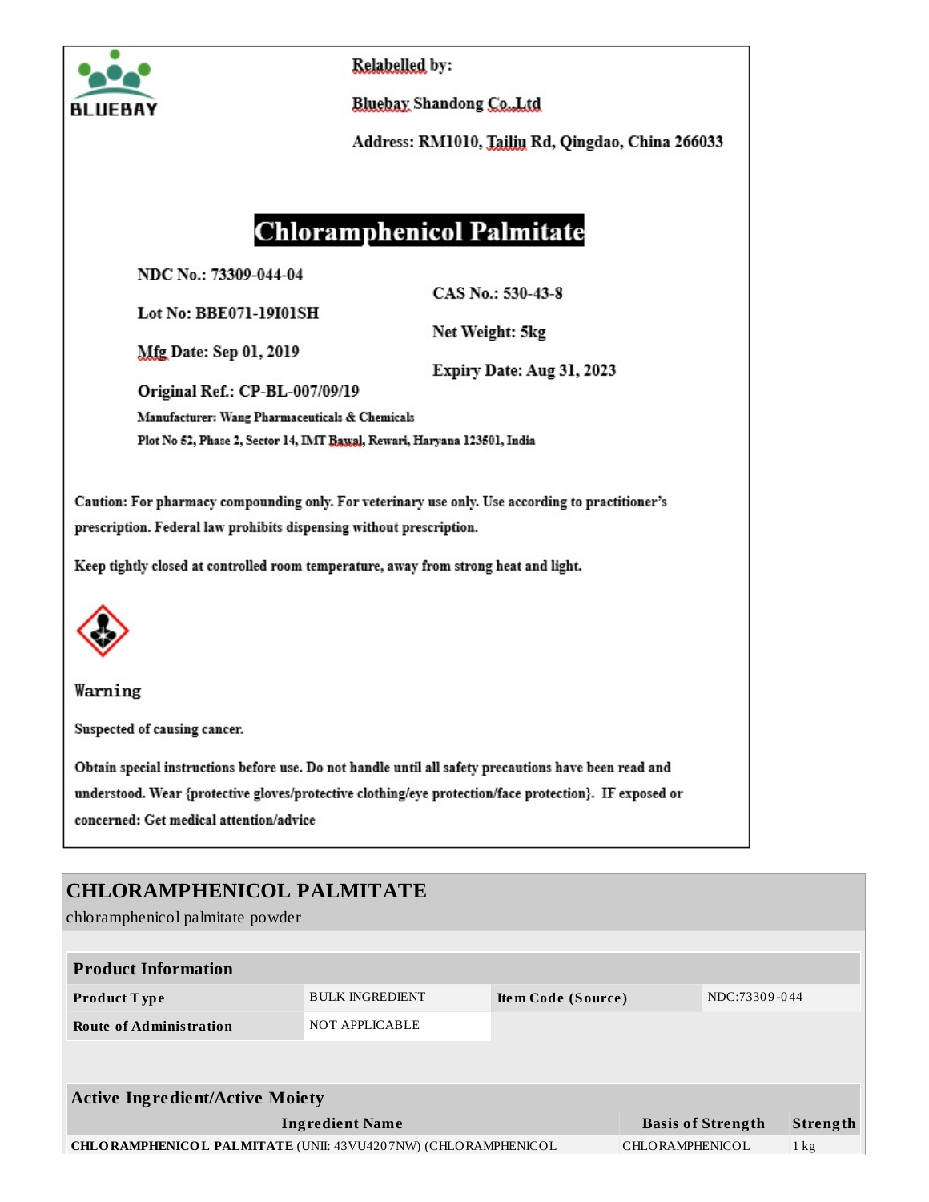BLUEBAY

Relabelled by:

Bluebay Shandong Co.,Ltd

Address: RM1010, Tailiu Rd, Qingdao, China 266033

# Chloramphenicol Palmitate

NDC No.: 73309-044-04

Lot No: BBE071-19I01SH

Mfg Date: Sep 01, 2019

Original Ref.: CP-BL-007/09/19

CAS No.: 530-43-8

Net Weight: 5kg

Expiry Date: Aug 31, 2023

Manufacturer: Wang Pharmaceuticals & Chemicals

Plot No 52, Phase 2, Sector 14, IMT Bawal, Rewari, Haryana 123501, India

Caution: For pharmacy compounding only. For veterinary use only. Use according to practitioner's prescription. Federal law prohibits dispensing without prescription.

Keep tightly closed at controlled room temperature, away from strong heat and light.

Warning

Suspected of causing cancer.

Obtain special instructions before use. Do not handle until all safety precautions have been read and understood. Wear {protective gloves/protective clothing/eye protection/face protection}. IF exposed or concerned: Get medical attention/advice

## CHLORAMPHENICOL PALMITATE

chloramphenicol palmitate powder

| Product Information | | | |
|---|---|---|---|
| **Product Type** | BULK INGREDIENT | **Item Code (Source)** | NDC:73309-044 |
| **Route of Administration** | NOT APPLICABLE | | |

| Active Ingredient/Active Moiety | | |
|---|---|---|
| **Ingredient Name** | **Basis of Strength** | **Strength** |
| **CHLORAMPHENICOL PALMITATE** (UNII: 43VU4207NW) (CHLORAMPHENICOL | CHLORAMPHENICOL | 1 kg |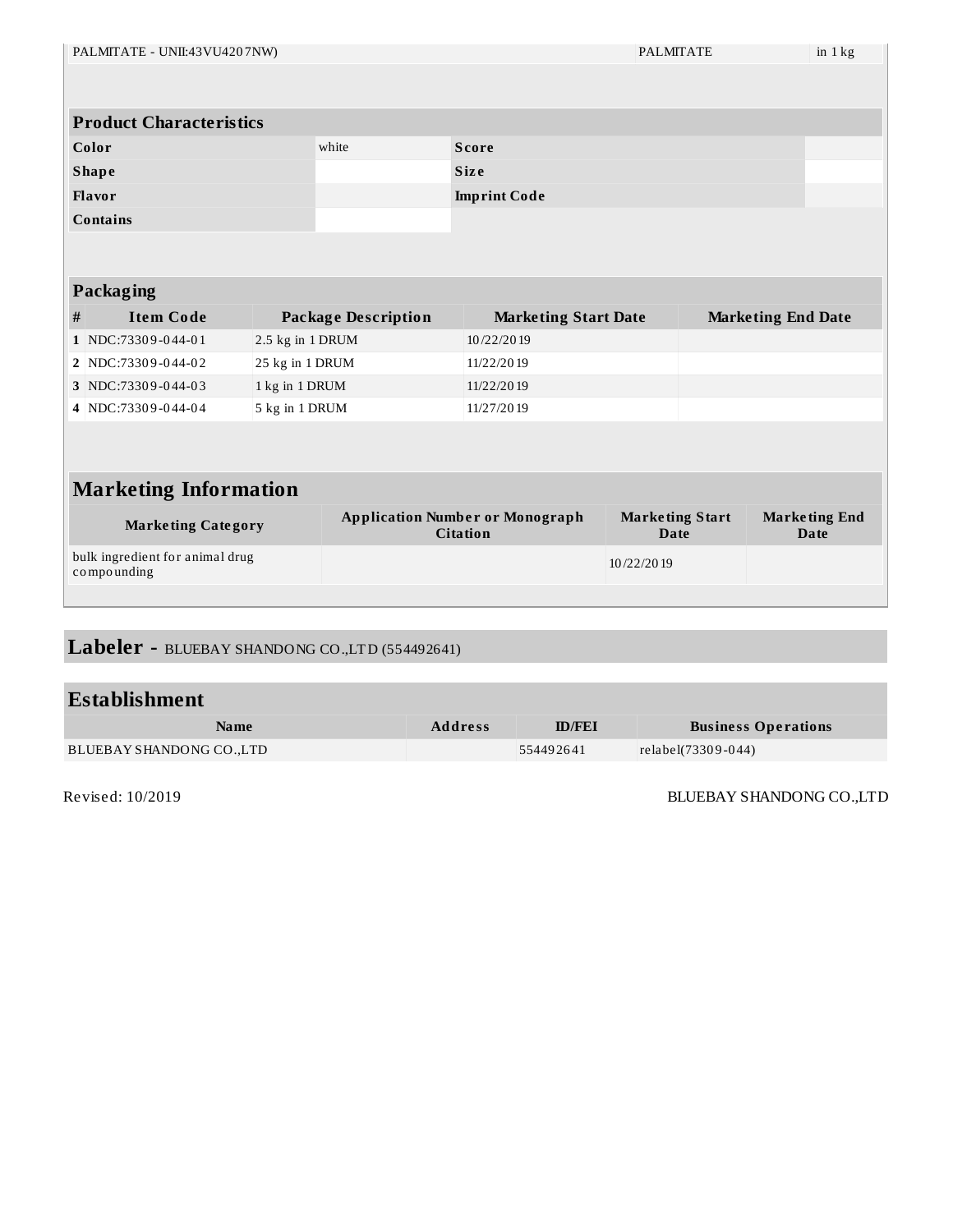| | | |
|---|---|---|
| PALMITATE - UNII:43VU4207NW) | PALMITATE | in 1 kg |

## Product Characteristics

| | | | |
|---|---|---|---|
| **Color** | white | **Score** | |
| **Shape** | | **Size** | |
| **Flavor** | | **Imprint Code** | |
| **Contains** | | | |

## Packaging

| # | Item Code | Package Description | Marketing Start Date | Marketing End Date |
|---|---|---|---|---|
| 1 | NDC:73309-044-01 | 2.5 kg in 1 DRUM | 10/22/2019 | |
| 2 | NDC:73309-044-02 | 25 kg in 1 DRUM | 11/22/2019 | |
| 3 | NDC:73309-044-03 | 1 kg in 1 DRUM | 11/22/2019 | |
| 4 | NDC:73309-044-04 | 5 kg in 1 DRUM | 11/27/2019 | |

## Marketing Information

| Marketing Category | Application Number or Monograph Citation | Marketing Start Date | Marketing End Date |
|---|---|---|---|
| bulk ingredient for animal drug compounding | | 10/22/2019 | |

## Labeler - BLUEBAY SHANDONG CO.,LTD (554492641)

## Establishment

| Name | Address | ID/FEI | Business Operations |
|---|---|---|---|
| BLUEBAY SHANDONG CO.,LTD | | 554492641 | relabel(73309-044) |

Revised: 10/2019

BLUEBAY SHANDONG CO.,LTD